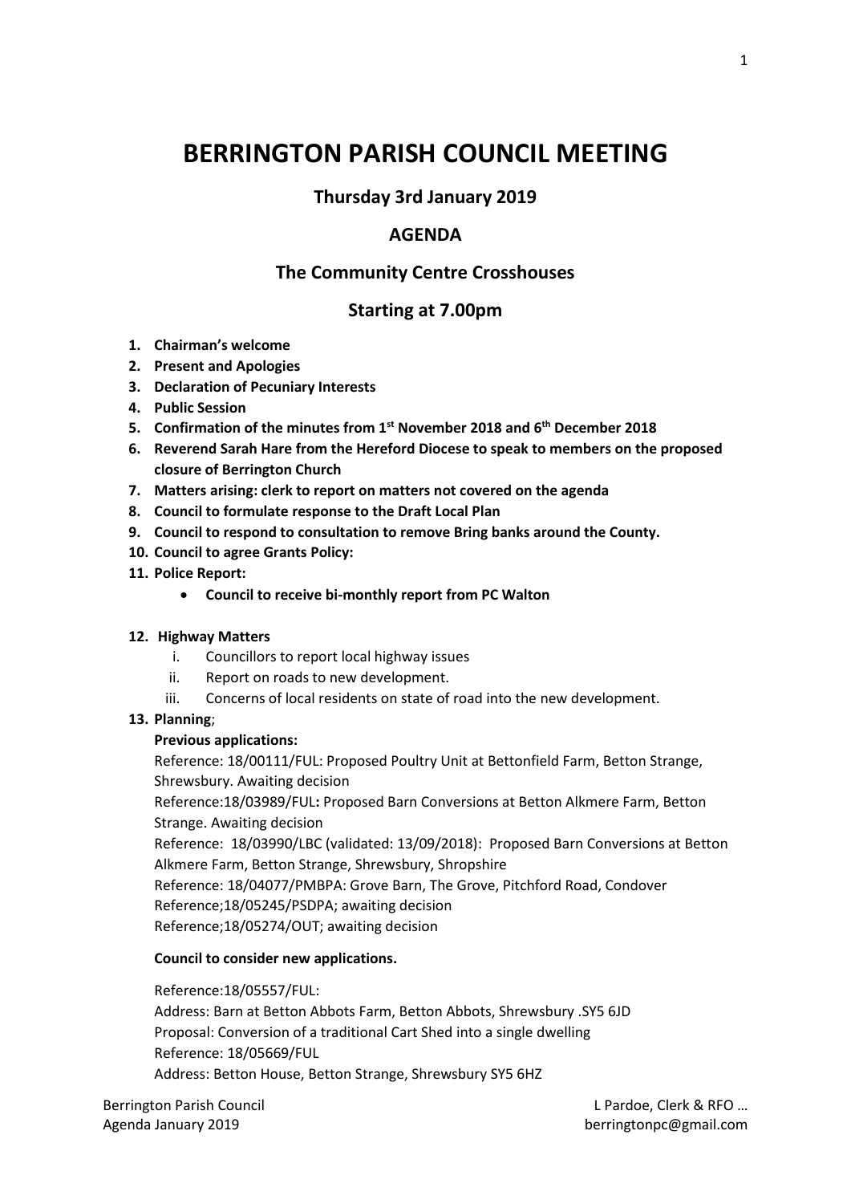# BERRINGTON PARISH COUNCIL MEETING

## Thursday 3rd January 2019

## AGENDA

## The Community Centre Crosshouses

## Starting at 7.00pm

1. **Chairman's welcome**
2. **Present and Apologies**
3. **Declaration of Pecuniary Interests**
4. **Public Session**
5. **Confirmation of the minutes from 1st November 2018 and 6th December 2018**
6. **Reverend Sarah Hare from the Hereford Diocese to speak to members on the proposed closure of Berrington Church**
7. **Matters arising: clerk to report on matters not covered on the agenda**
8. **Council to formulate response to the Draft Local Plan**
9. **Council to respond to consultation to remove Bring banks around the County.**
10. **Council to agree Grants Policy:**
11. **Police Report:**
    - **Council to receive bi-monthly report from PC Walton**

12. **Highway Matters**
    i. Councillors to report local highway issues
    ii. Report on roads to new development.
    iii. Concerns of local residents on state of road into the new development.

13. **Planning**;

**Previous applications:**

Reference: 18/00111/FUL: Proposed Poultry Unit at Bettonfield Farm, Betton Strange, Shrewsbury. Awaiting decision

Reference:18/03989/FUL**:** Proposed Barn Conversions at Betton Alkmere Farm, Betton Strange. Awaiting decision

Reference: 18/03990/LBC (validated: 13/09/2018): Proposed Barn Conversions at Betton Alkmere Farm, Betton Strange, Shrewsbury, Shropshire

Reference: 18/04077/PMBPA: Grove Barn, The Grove, Pitchford Road, Condover

Reference;18/05245/PSDPA; awaiting decision

Reference;18/05274/OUT; awaiting decision

**Council to consider new applications.**

Reference:18/05557/FUL:
Address: Barn at Betton Abbots Farm, Betton Abbots, Shrewsbury .SY5 6JD
Proposal: Conversion of a traditional Cart Shed into a single dwelling
Reference: 18/05669/FUL
Address: Betton House, Betton Strange, Shrewsbury SY5 6HZ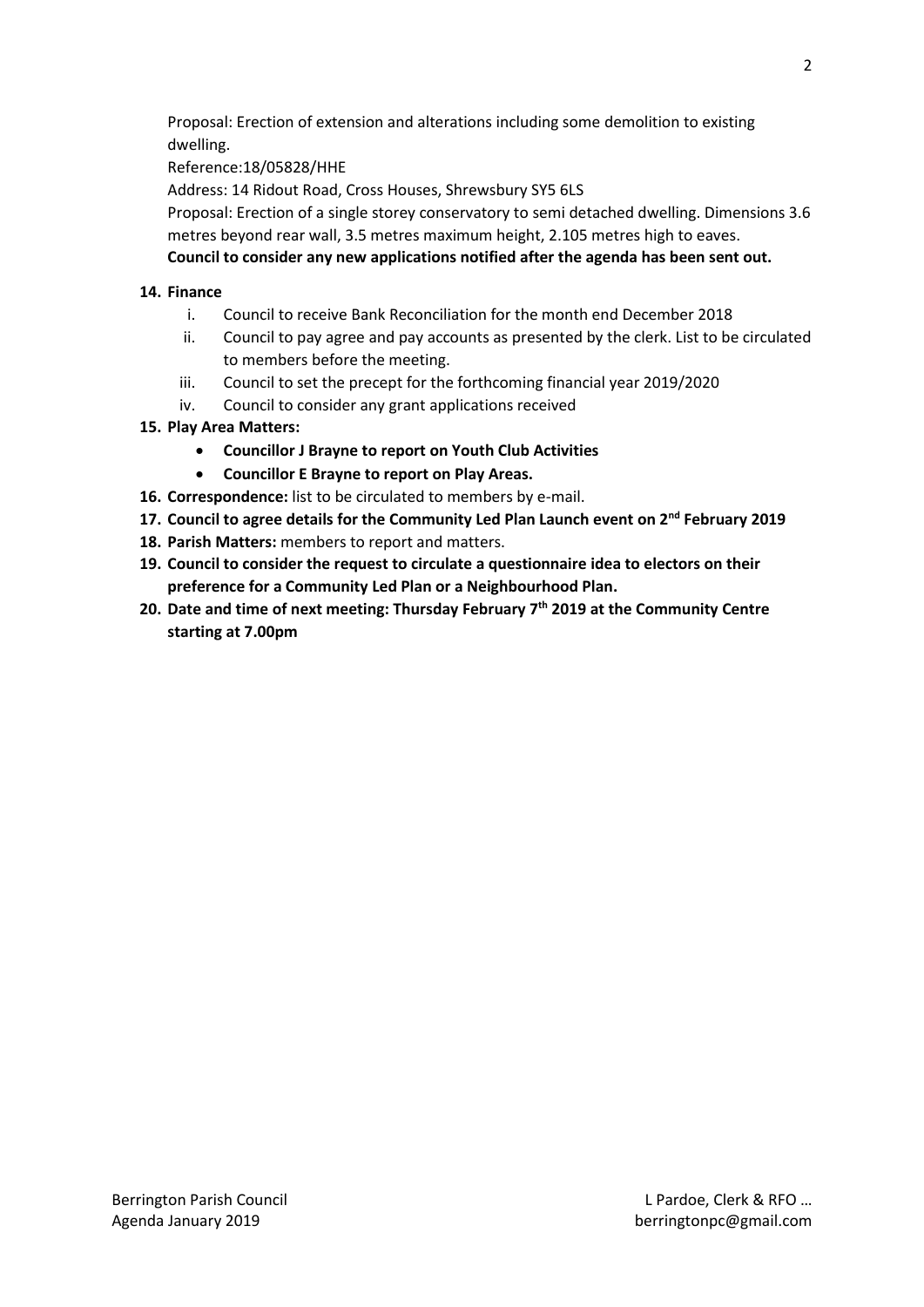Proposal: Erection of extension and alterations including some demolition to existing dwelling.

Reference:18/05828/HHE

Address: 14 Ridout Road, Cross Houses, Shrewsbury SY5 6LS

Proposal: Erection of a single storey conservatory to semi detached dwelling. Dimensions 3.6 metres beyond rear wall, 3.5 metres maximum height, 2.105 metres high to eaves.

**Council to consider any new applications notified after the agenda has been sent out.**

14. **Finance**
    i. Council to receive Bank Reconciliation for the month end December 2018
    ii. Council to pay agree and pay accounts as presented by the clerk. List to be circulated to members before the meeting.
    iii. Council to set the precept for the forthcoming financial year 2019/2020
    iv. Council to consider any grant applications received
15. **Play Area Matters:**
    - **Councillor J Brayne to report on Youth Club Activities**
    - **Councillor E Brayne to report on Play Areas.**
16. **Correspondence:** list to be circulated to members by e-mail.
17. **Council to agree details for the Community Led Plan Launch event on 2nd February 2019**
18. **Parish Matters:** members to report and matters.
19. **Council to consider the request to circulate a questionnaire idea to electors on their preference for a Community Led Plan or a Neighbourhood Plan.**
20. **Date and time of next meeting: Thursday February 7th 2019 at the Community Centre starting at 7.00pm**

Berrington Parish Council
Agenda January 2019

L Pardoe, Clerk & RFO …
berringtonpc@gmail.com